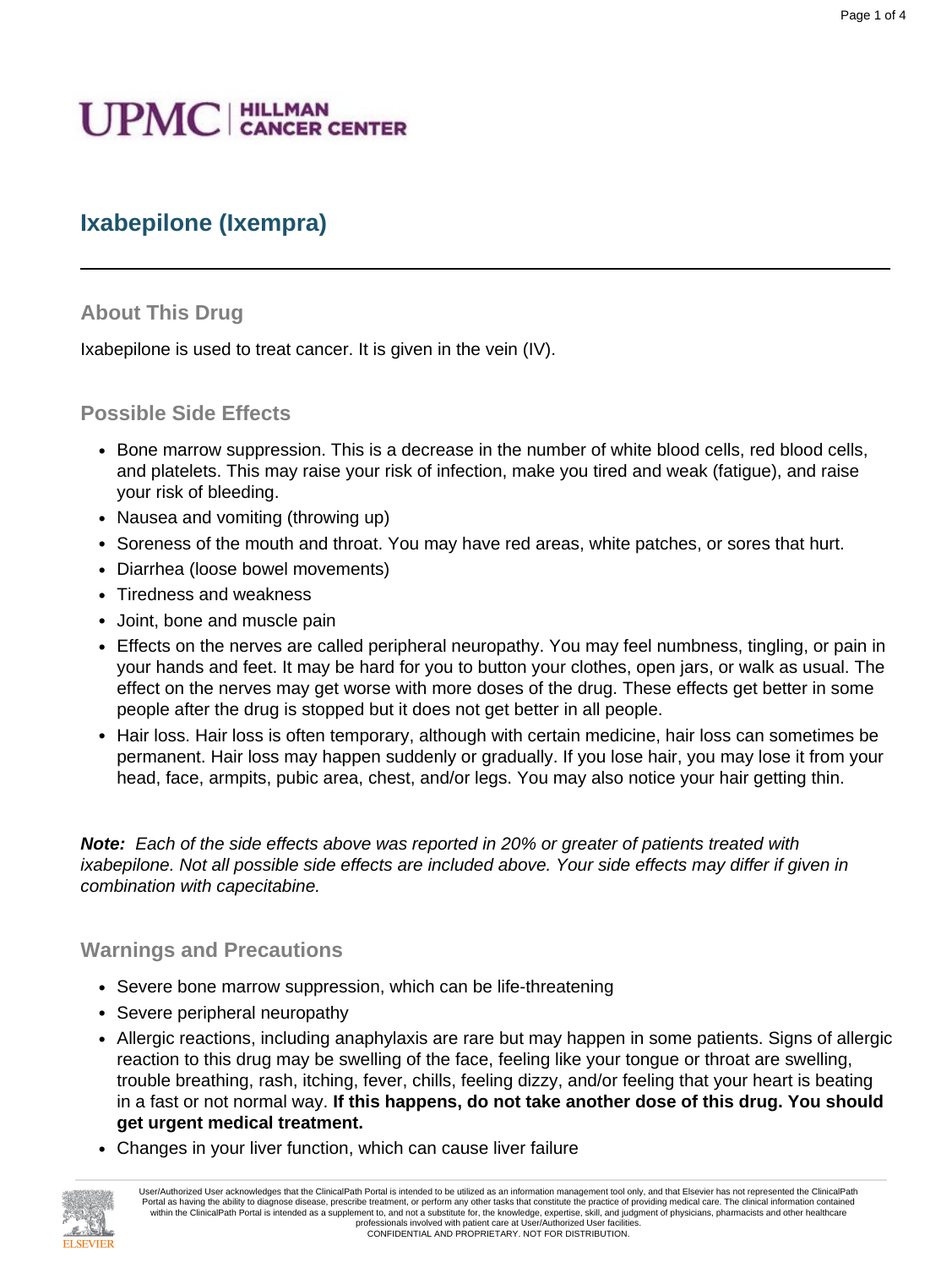UPMC | HILLMAN CANCER CENTER

# Ixabepilone (Ixempra)

## About This Drug

Ixabepilone is used to treat cancer. It is given in the vein (IV).

## Possible Side Effects

- Bone marrow suppression. This is a decrease in the number of white blood cells, red blood cells, and platelets. This may raise your risk of infection, make you tired and weak (fatigue), and raise your risk of bleeding.
- Nausea and vomiting (throwing up)
- Soreness of the mouth and throat. You may have red areas, white patches, or sores that hurt.
- Diarrhea (loose bowel movements)
- Tiredness and weakness
- Joint, bone and muscle pain
- Effects on the nerves are called peripheral neuropathy. You may feel numbness, tingling, or pain in your hands and feet. It may be hard for you to button your clothes, open jars, or walk as usual. The effect on the nerves may get worse with more doses of the drug. These effects get better in some people after the drug is stopped but it does not get better in all people.
- Hair loss. Hair loss is often temporary, although with certain medicine, hair loss can sometimes be permanent. Hair loss may happen suddenly or gradually. If you lose hair, you may lose it from your head, face, armpits, pubic area, chest, and/or legs. You may also notice your hair getting thin.

***Note:*** *Each of the side effects above was reported in 20% or greater of patients treated with ixabepilone. Not all possible side effects are included above. Your side effects may differ if given in combination with capecitabine.*

## Warnings and Precautions

- Severe bone marrow suppression, which can be life-threatening
- Severe peripheral neuropathy
- Allergic reactions, including anaphylaxis are rare but may happen in some patients. Signs of allergic reaction to this drug may be swelling of the face, feeling like your tongue or throat are swelling, trouble breathing, rash, itching, fever, chills, feeling dizzy, and/or feeling that your heart is beating in a fast or not normal way. **If this happens, do not take another dose of this drug. You should get urgent medical treatment.**
- Changes in your liver function, which can cause liver failure

User/Authorized User acknowledges that the ClinicalPath Portal is intended to be utilized as an information management tool only, and that Elsevier has not represented the ClinicalPath Portal as having the ability to diagnose disease, prescribe treatment, or perform any other tasks that constitute the practice of providing medical care. The clinical information contained within the ClinicalPath Portal is intended as a supplement to, and not a substitute for, the knowledge, expertise, skill, and judgment of physicians, pharmacists and other healthcare professionals involved with patient care at User/Authorized User facilities.
CONFIDENTIAL AND PROPRIETARY. NOT FOR DISTRIBUTION.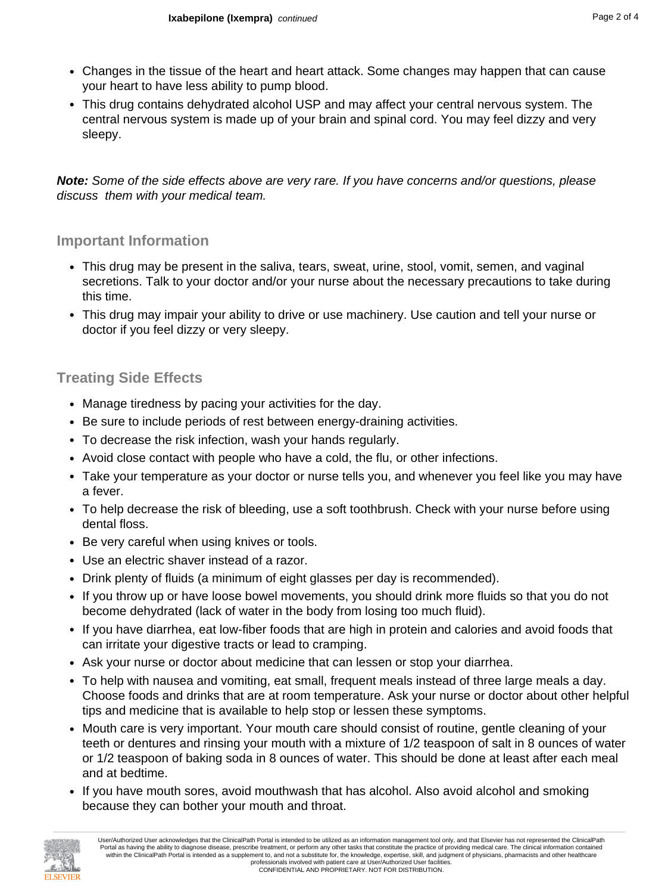- Changes in the tissue of the heart and heart attack. Some changes may happen that can cause your heart to have less ability to pump blood.
- This drug contains dehydrated alcohol USP and may affect your central nervous system. The central nervous system is made up of your brain and spinal cord. You may feel dizzy and very sleepy.

***Note:*** *Some of the side effects above are very rare. If you have concerns and/or questions, please discuss them with your medical team.*

## Important Information

- This drug may be present in the saliva, tears, sweat, urine, stool, vomit, semen, and vaginal secretions. Talk to your doctor and/or your nurse about the necessary precautions to take during this time.
- This drug may impair your ability to drive or use machinery. Use caution and tell your nurse or doctor if you feel dizzy or very sleepy.

## Treating Side Effects

- Manage tiredness by pacing your activities for the day.
- Be sure to include periods of rest between energy-draining activities.
- To decrease the risk infection, wash your hands regularly.
- Avoid close contact with people who have a cold, the flu, or other infections.
- Take your temperature as your doctor or nurse tells you, and whenever you feel like you may have a fever.
- To help decrease the risk of bleeding, use a soft toothbrush. Check with your nurse before using dental floss.
- Be very careful when using knives or tools.
- Use an electric shaver instead of a razor.
- Drink plenty of fluids (a minimum of eight glasses per day is recommended).
- If you throw up or have loose bowel movements, you should drink more fluids so that you do not become dehydrated (lack of water in the body from losing too much fluid).
- If you have diarrhea, eat low-fiber foods that are high in protein and calories and avoid foods that can irritate your digestive tracts or lead to cramping.
- Ask your nurse or doctor about medicine that can lessen or stop your diarrhea.
- To help with nausea and vomiting, eat small, frequent meals instead of three large meals a day. Choose foods and drinks that are at room temperature. Ask your nurse or doctor about other helpful tips and medicine that is available to help stop or lessen these symptoms.
- Mouth care is very important. Your mouth care should consist of routine, gentle cleaning of your teeth or dentures and rinsing your mouth with a mixture of 1/2 teaspoon of salt in 8 ounces of water or 1/2 teaspoon of baking soda in 8 ounces of water. This should be done at least after each meal and at bedtime.
- If you have mouth sores, avoid mouthwash that has alcohol. Also avoid alcohol and smoking because they can bother your mouth and throat.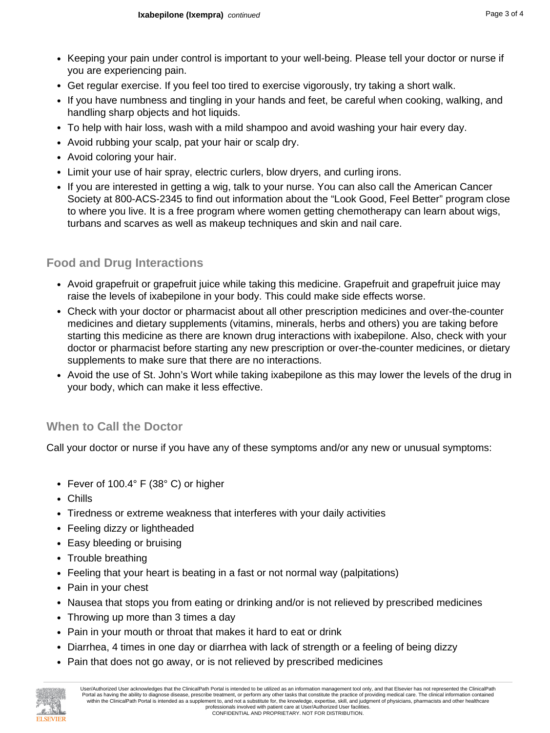- Keeping your pain under control is important to your well-being. Please tell your doctor or nurse if you are experiencing pain.
- Get regular exercise. If you feel too tired to exercise vigorously, try taking a short walk.
- If you have numbness and tingling in your hands and feet, be careful when cooking, walking, and handling sharp objects and hot liquids.
- To help with hair loss, wash with a mild shampoo and avoid washing your hair every day.
- Avoid rubbing your scalp, pat your hair or scalp dry.
- Avoid coloring your hair.
- Limit your use of hair spray, electric curlers, blow dryers, and curling irons.
- If you are interested in getting a wig, talk to your nurse. You can also call the American Cancer Society at 800-ACS-2345 to find out information about the "Look Good, Feel Better" program close to where you live. It is a free program where women getting chemotherapy can learn about wigs, turbans and scarves as well as makeup techniques and skin and nail care.

## Food and Drug Interactions

- Avoid grapefruit or grapefruit juice while taking this medicine. Grapefruit and grapefruit juice may raise the levels of ixabepilone in your body. This could make side effects worse.
- Check with your doctor or pharmacist about all other prescription medicines and over-the-counter medicines and dietary supplements (vitamins, minerals, herbs and others) you are taking before starting this medicine as there are known drug interactions with ixabepilone. Also, check with your doctor or pharmacist before starting any new prescription or over-the-counter medicines, or dietary supplements to make sure that there are no interactions.
- Avoid the use of St. John's Wort while taking ixabepilone as this may lower the levels of the drug in your body, which can make it less effective.

## When to Call the Doctor

Call your doctor or nurse if you have any of these symptoms and/or any new or unusual symptoms:

- Fever of 100.4° F (38° C) or higher
- Chills
- Tiredness or extreme weakness that interferes with your daily activities
- Feeling dizzy or lightheaded
- Easy bleeding or bruising
- Trouble breathing
- Feeling that your heart is beating in a fast or not normal way (palpitations)
- Pain in your chest
- Nausea that stops you from eating or drinking and/or is not relieved by prescribed medicines
- Throwing up more than 3 times a day
- Pain in your mouth or throat that makes it hard to eat or drink
- Diarrhea, 4 times in one day or diarrhea with lack of strength or a feeling of being dizzy
- Pain that does not go away, or is not relieved by prescribed medicines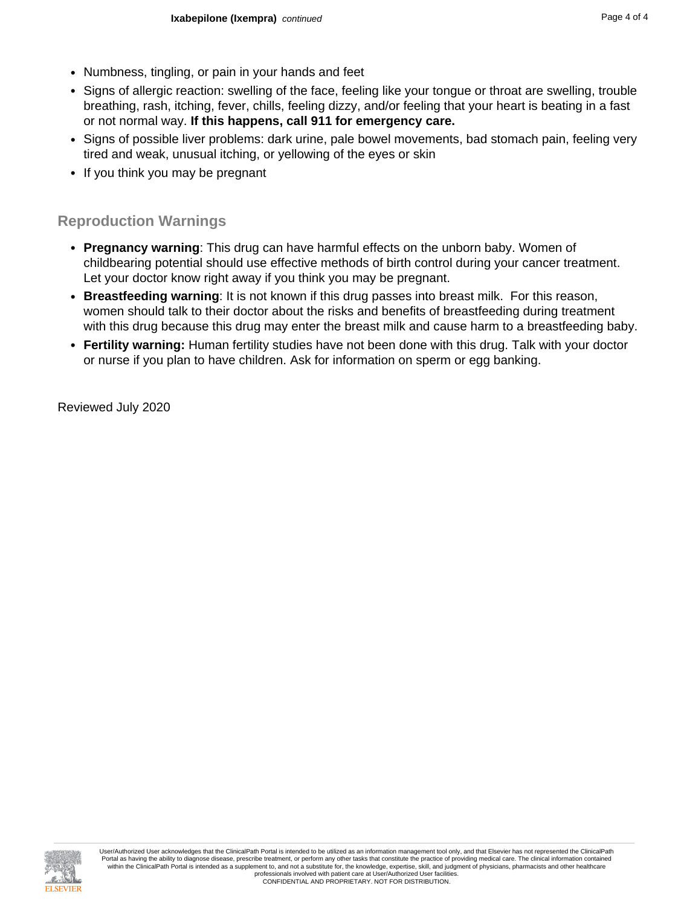- Numbness, tingling, or pain in your hands and feet
- Signs of allergic reaction: swelling of the face, feeling like your tongue or throat are swelling, trouble breathing, rash, itching, fever, chills, feeling dizzy, and/or feeling that your heart is beating in a fast or not normal way. **If this happens, call 911 for emergency care.**
- Signs of possible liver problems: dark urine, pale bowel movements, bad stomach pain, feeling very tired and weak, unusual itching, or yellowing of the eyes or skin
- If you think you may be pregnant

## Reproduction Warnings

- **Pregnancy warning**: This drug can have harmful effects on the unborn baby. Women of childbearing potential should use effective methods of birth control during your cancer treatment. Let your doctor know right away if you think you may be pregnant.
- **Breastfeeding warning**: It is not known if this drug passes into breast milk. For this reason, women should talk to their doctor about the risks and benefits of breastfeeding during treatment with this drug because this drug may enter the breast milk and cause harm to a breastfeeding baby.
- **Fertility warning:** Human fertility studies have not been done with this drug. Talk with your doctor or nurse if you plan to have children. Ask for information on sperm or egg banking.

Reviewed July 2020

User/Authorized User acknowledges that the ClinicalPath Portal is intended to be utilized as an information management tool only, and that Elsevier has not represented the ClinicalPath Portal as having the ability to diagnose disease, prescribe treatment, or perform any other tasks that constitute the practice of providing medical care. The clinical information contained within the ClinicalPath Portal is intended as a supplement to, and not a substitute for, the knowledge, expertise, skill, and judgment of physicians, pharmacists and other healthcare professionals involved with patient care at User/Authorized User facilities.
CONFIDENTIAL AND PROPRIETARY. NOT FOR DISTRIBUTION.